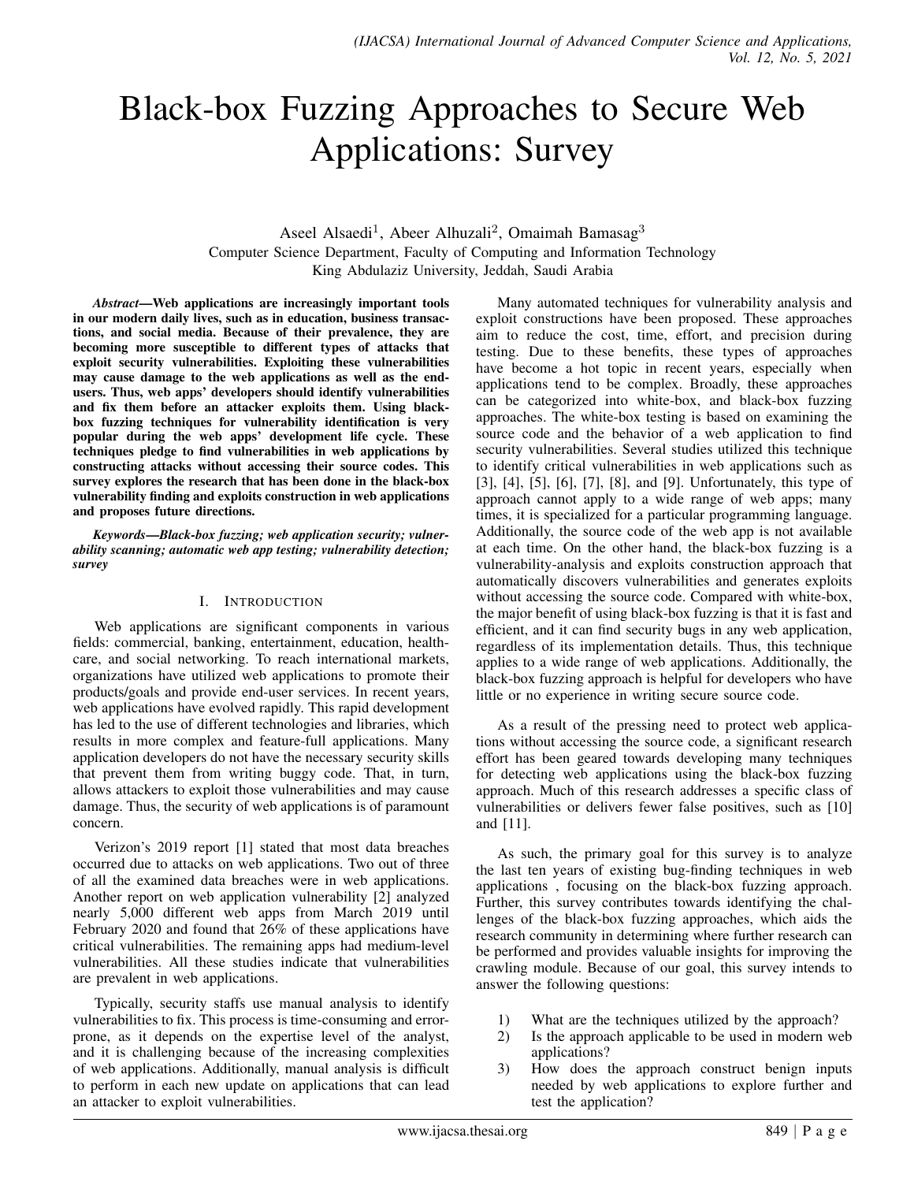# Black-box Fuzzing Approaches to Secure Web Applications: Survey

Aseel Alsaedi[1], Abeer Alhuzali[2], Omaimah Bamasag[3]

Computer Science Department, Faculty of Computing and Information Technology
King Abdulaziz University, Jeddah, Saudi Arabia

***Abstract*—Web applications are increasingly important tools in our modern daily lives, such as in education, business transactions, and social media. Because of their prevalence, they are becoming more susceptible to different types of attacks that exploit security vulnerabilities. Exploiting these vulnerabilities may cause damage to the web applications as well as the end-users. Thus, web apps' developers should identify vulnerabilities and fix them before an attacker exploits them. Using black-box fuzzing techniques for vulnerability identification is very popular during the web apps' development life cycle. These techniques pledge to find vulnerabilities in web applications by constructing attacks without accessing their source codes. This survey explores the research that has been done in the black-box vulnerability finding and exploits construction in web applications and proposes future directions.**

***Keywords*—*Black-box fuzzing; web application security; vulnerability scanning; automatic web app testing; vulnerability detection; survey***

## I. Introduction

Web applications are significant components in various fields: commercial, banking, entertainment, education, health-care, and social networking. To reach international markets, organizations have utilized web applications to promote their products/goals and provide end-user services. In recent years, web applications have evolved rapidly. This rapid development has led to the use of different technologies and libraries, which results in more complex and feature-full applications. Many application developers do not have the necessary security skills that prevent them from writing buggy code. That, in turn, allows attackers to exploit those vulnerabilities and may cause damage. Thus, the security of web applications is of paramount concern.

Verizon's 2019 report [1] stated that most data breaches occurred due to attacks on web applications. Two out of three of all the examined data breaches were in web applications. Another report on web application vulnerability [2] analyzed nearly 5,000 different web apps from March 2019 until February 2020 and found that 26% of these applications have critical vulnerabilities. The remaining apps had medium-level vulnerabilities. All these studies indicate that vulnerabilities are prevalent in web applications.

Typically, security staffs use manual analysis to identify vulnerabilities to fix. This process is time-consuming and error-prone, as it depends on the expertise level of the analyst, and it is challenging because of the increasing complexities of web applications. Additionally, manual analysis is difficult to perform in each new update on applications that can lead an attacker to exploit vulnerabilities.

Many automated techniques for vulnerability analysis and exploit constructions have been proposed. These approaches aim to reduce the cost, time, effort, and precision during testing. Due to these benefits, these types of approaches have become a hot topic in recent years, especially when applications tend to be complex. Broadly, these approaches can be categorized into white-box, and black-box fuzzing approaches. The white-box testing is based on examining the source code and the behavior of a web application to find security vulnerabilities. Several studies utilized this technique to identify critical vulnerabilities in web applications such as [3], [4], [5], [6], [7], [8], and [9]. Unfortunately, this type of approach cannot apply to a wide range of web apps; many times, it is specialized for a particular programming language. Additionally, the source code of the web app is not available at each time. On the other hand, the black-box fuzzing is a vulnerability-analysis and exploits construction approach that automatically discovers vulnerabilities and generates exploits without accessing the source code. Compared with white-box, the major benefit of using black-box fuzzing is that it is fast and efficient, and it can find security bugs in any web application, regardless of its implementation details. Thus, this technique applies to a wide range of web applications. Additionally, the black-box fuzzing approach is helpful for developers who have little or no experience in writing secure source code.

As a result of the pressing need to protect web applications without accessing the source code, a significant research effort has been geared towards developing many techniques for detecting web applications using the black-box fuzzing approach. Much of this research addresses a specific class of vulnerabilities or delivers fewer false positives, such as [10] and [11].

As such, the primary goal for this survey is to analyze the last ten years of existing bug-finding techniques in web applications , focusing on the black-box fuzzing approach. Further, this survey contributes towards identifying the challenges of the black-box fuzzing approaches, which aids the research community in determining where further research can be performed and provides valuable insights for improving the crawling module. Because of our goal, this survey intends to answer the following questions:

1) What are the techniques utilized by the approach?
2) Is the approach applicable to be used in modern web applications?
3) How does the approach construct benign inputs needed by web applications to explore further and test the application?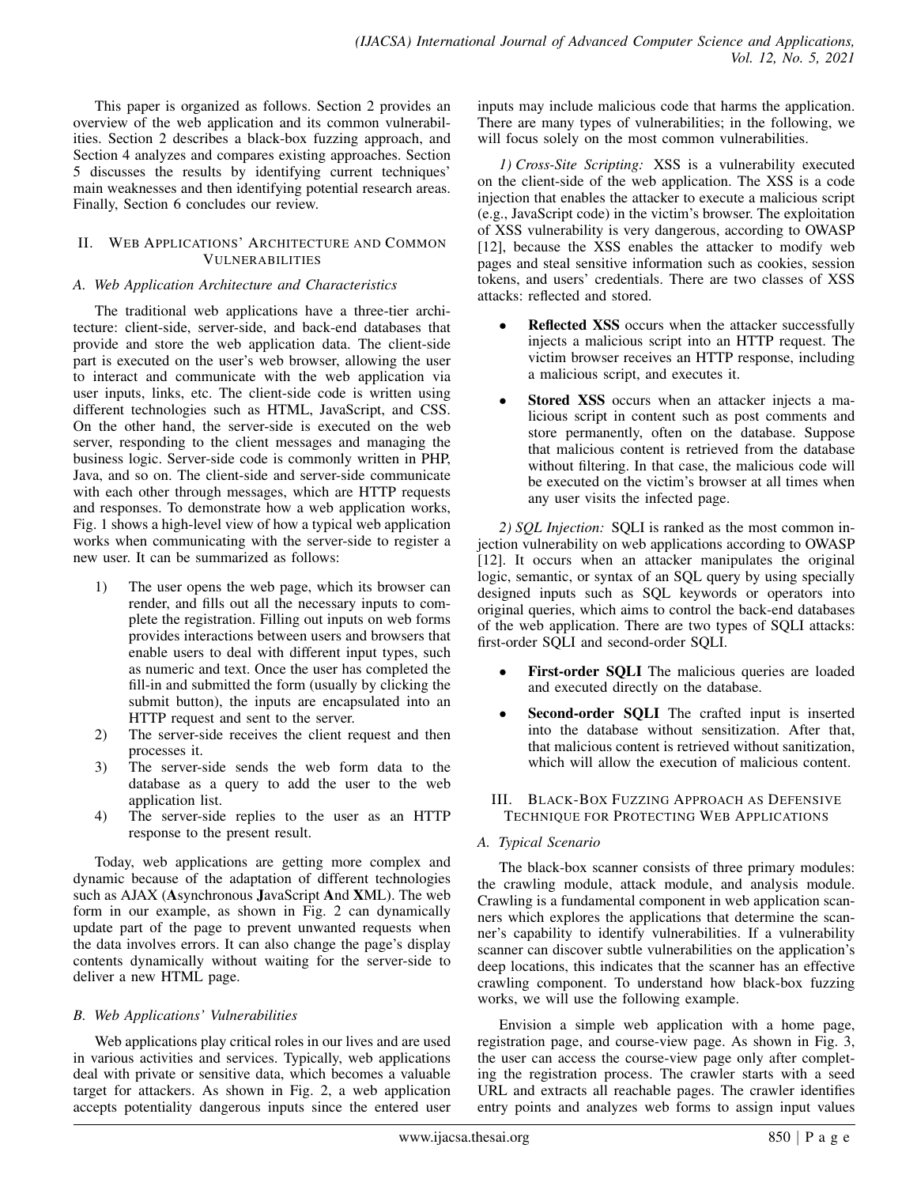This paper is organized as follows. Section 2 provides an overview of the web application and its common vulnerabilities. Section 2 describes a black-box fuzzing approach, and Section 4 analyzes and compares existing approaches. Section 5 discusses the results by identifying current techniques' main weaknesses and then identifying potential research areas. Finally, Section 6 concludes our review.

## II. Web Applications' Architecture and Common Vulnerabilities

### A. Web Application Architecture and Characteristics

The traditional web applications have a three-tier architecture: client-side, server-side, and back-end databases that provide and store the web application data. The client-side part is executed on the user's web browser, allowing the user to interact and communicate with the web application via user inputs, links, etc. The client-side code is written using different technologies such as HTML, JavaScript, and CSS. On the other hand, the server-side is executed on the web server, responding to the client messages and managing the business logic. Server-side code is commonly written in PHP, Java, and so on. The client-side and server-side communicate with each other through messages, which are HTTP requests and responses. To demonstrate how a web application works, Fig. 1 shows a high-level view of how a typical web application works when communicating with the server-side to register a new user. It can be summarized as follows:

1) The user opens the web page, which its browser can render, and fills out all the necessary inputs to complete the registration. Filling out inputs on web forms provides interactions between users and browsers that enable users to deal with different input types, such as numeric and text. Once the user has completed the fill-in and submitted the form (usually by clicking the submit button), the inputs are encapsulated into an HTTP request and sent to the server.
2) The server-side receives the client request and then processes it.
3) The server-side sends the web form data to the database as a query to add the user to the web application list.
4) The server-side replies to the user as an HTTP response to the present result.

Today, web applications are getting more complex and dynamic because of the adaptation of different technologies such as AJAX (**A**synchronous **J**avaScript **A**nd **X**ML). The web form in our example, as shown in Fig. 2 can dynamically update part of the page to prevent unwanted requests when the data involves errors. It can also change the page's display contents dynamically without waiting for the server-side to deliver a new HTML page.

### B. Web Applications' Vulnerabilities

Web applications play critical roles in our lives and are used in various activities and services. Typically, web applications deal with private or sensitive data, which becomes a valuable target for attackers. As shown in Fig. 2, a web application accepts potentiality dangerous inputs since the entered user inputs may include malicious code that harms the application. There are many types of vulnerabilities; in the following, we will focus solely on the most common vulnerabilities.

*1) Cross-Site Scripting:* XSS is a vulnerability executed on the client-side of the web application. The XSS is a code injection that enables the attacker to execute a malicious script (e.g., JavaScript code) in the victim's browser. The exploitation of XSS vulnerability is very dangerous, according to OWASP [12], because the XSS enables the attacker to modify web pages and steal sensitive information such as cookies, session tokens, and users' credentials. There are two classes of XSS attacks: reflected and stored.

- **Reflected XSS** occurs when the attacker successfully injects a malicious script into an HTTP request. The victim browser receives an HTTP response, including a malicious script, and executes it.
- **Stored XSS** occurs when an attacker injects a malicious script in content such as post comments and store permanently, often on the database. Suppose that malicious content is retrieved from the database without filtering. In that case, the malicious code will be executed on the victim's browser at all times when any user visits the infected page.

*2) SQL Injection:* SQLI is ranked as the most common injection vulnerability on web applications according to OWASP [12]. It occurs when an attacker manipulates the original logic, semantic, or syntax of an SQL query by using specially designed inputs such as SQL keywords or operators into original queries, which aims to control the back-end databases of the web application. There are two types of SQLI attacks: first-order SQLI and second-order SQLI.

- **First-order SQLI** The malicious queries are loaded and executed directly on the database.
- **Second-order SQLI** The crafted input is inserted into the database without sensitization. After that, that malicious content is retrieved without sanitization, which will allow the execution of malicious content.

## III. Black-Box Fuzzing Approach as Defensive Technique for Protecting Web Applications

### A. Typical Scenario

The black-box scanner consists of three primary modules: the crawling module, attack module, and analysis module. Crawling is a fundamental component in web application scanners which explores the applications that determine the scanner's capability to identify vulnerabilities. If a vulnerability scanner can discover subtle vulnerabilities on the application's deep locations, this indicates that the scanner has an effective crawling component. To understand how black-box fuzzing works, we will use the following example.

Envision a simple web application with a home page, registration page, and course-view page. As shown in Fig. 3, the user can access the course-view page only after completing the registration process. The crawler starts with a seed URL and extracts all reachable pages. The crawler identifies entry points and analyzes web forms to assign input values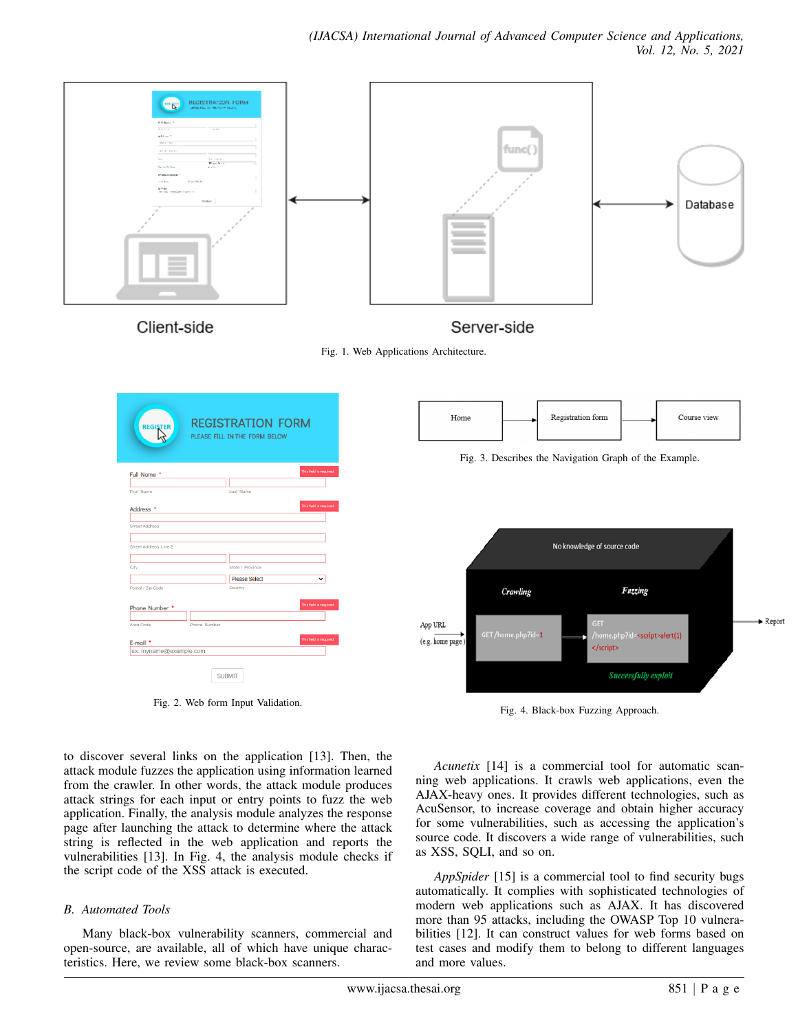Fig. 1. Web Applications Architecture.

Fig. 2. Web form Input Validation.

Fig. 3. Describes the Navigation Graph of the Example.

Fig. 4. Black-box Fuzzing Approach.

to discover several links on the application [13]. Then, the attack module fuzzes the application using information learned from the crawler. In other words, the attack module produces attack strings for each input or entry points to fuzz the web application. Finally, the analysis module analyzes the response page after launching the attack to determine where the attack string is reflected in the web application and reports the vulnerabilities [13]. In Fig. 4, the analysis module checks if the script code of the XSS attack is executed.

### B. Automated Tools

Many black-box vulnerability scanners, commercial and open-source, are available, all of which have unique characteristics. Here, we review some black-box scanners.

*Acunetix* [14] is a commercial tool for automatic scanning web applications. It crawls web applications, even the AJAX-heavy ones. It provides different technologies, such as AcuSensor, to increase coverage and obtain higher accuracy for some vulnerabilities, such as accessing the application's source code. It discovers a wide range of vulnerabilities, such as XSS, SQLI, and so on.

*AppSpider* [15] is a commercial tool to find security bugs automatically. It complies with sophisticated technologies of modern web applications such as AJAX. It has discovered more than 95 attacks, including the OWASP Top 10 vulnerabilities [12]. It can construct values for web forms based on test cases and modify them to belong to different languages and more values.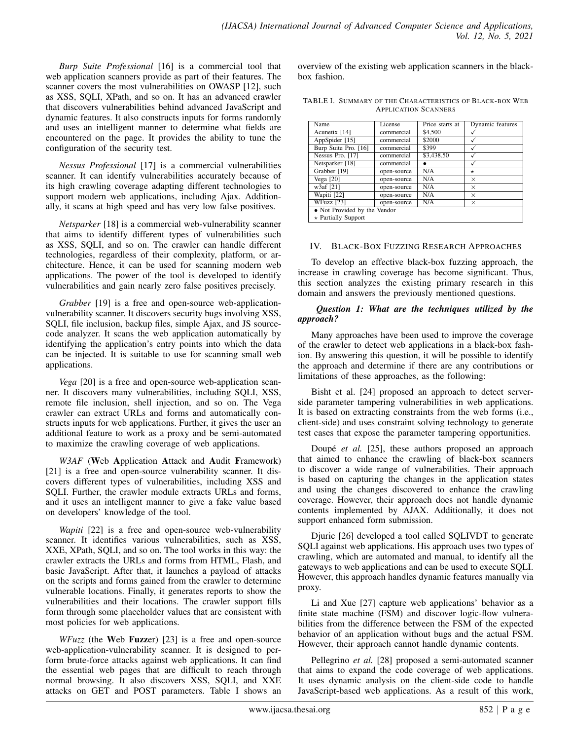*Burp Suite Professional* [16] is a commercial tool that web application scanners provide as part of their features. The scanner covers the most vulnerabilities on OWASP [12], such as XSS, SQLI, XPath, and so on. It has an advanced crawler that discovers vulnerabilities behind advanced JavaScript and dynamic features. It also constructs inputs for forms randomly and uses an intelligent manner to determine what fields are encountered on the page. It provides the ability to tune the configuration of the security test.

*Nessus Professional* [17] is a commercial vulnerabilities scanner. It can identify vulnerabilities accurately because of its high crawling coverage adapting different technologies to support modern web applications, including Ajax. Additionally, it scans at high speed and has very low false positives.

*Netsparker* [18] is a commercial web-vulnerability scanner that aims to identify different types of vulnerabilities such as XSS, SQLI, and so on. The crawler can handle different technologies, regardless of their complexity, platform, or architecture. Hence, it can be used for scanning modern web applications. The power of the tool is developed to identify vulnerabilities and gain nearly zero false positives precisely.

*Grabber* [19] is a free and open-source web-application-vulnerability scanner. It discovers security bugs involving XSS, SQLI, file inclusion, backup files, simple Ajax, and JS source-code analyzer. It scans the web application automatically by identifying the application's entry points into which the data can be injected. It is suitable to use for scanning small web applications.

*Vega* [20] is a free and open-source web-application scanner. It discovers many vulnerabilities, including SQLI, XSS, remote file inclusion, shell injection, and so on. The Vega crawler can extract URLs and forms and automatically constructs inputs for web applications. Further, it gives the user an additional feature to work as a proxy and be semi-automated to maximize the crawling coverage of web applications.

*W3AF* (**W**eb **A**pplication **A**ttack and **A**udit **F**ramework) [21] is a free and open-source vulnerability scanner. It discovers different types of vulnerabilities, including XSS and SQLI. Further, the crawler module extracts URLs and forms, and it uses an intelligent manner to give a fake value based on developers' knowledge of the tool.

*Wapiti* [22] is a free and open-source web-vulnerability scanner. It identifies various vulnerabilities, such as XSS, XXE, XPath, SQLI, and so on. The tool works in this way: the crawler extracts the URLs and forms from HTML, Flash, and basic JavaScript. After that, it launches a payload of attacks on the scripts and forms gained from the crawler to determine vulnerable locations. Finally, it generates reports to show the vulnerabilities and their locations. The crawler support fills form through some placeholder values that are consistent with most policies for web applications.

*WFuzz* (the **W**eb **Fuzz**er) [23] is a free and open-source web-application-vulnerability scanner. It is designed to perform brute-force attacks against web applications. It can find the essential web pages that are difficult to reach through normal browsing. It also discovers XSS, SQLI, and XXE attacks on GET and POST parameters. Table I shows an overview of the existing web application scanners in the black-box fashion.

TABLE I. SUMMARY OF THE CHARACTERISTICS OF BLACK-BOX WEB APPLICATION SCANNERS

| Name | License | Price starts at | Dynamic features |
|---|---|---|---|
| Acunetix [14] | commercial | $4,500 | ✓ |
| AppSpider [15] | commercial | $2000 | ✓ |
| Burp Suite Pro. [16] | commercial | $399 | ✓ |
| Nessus Pro. [17] | commercial | $3,438.50 | ✓ |
| Netsparker [18] | commercial | • | ✓ |
| Grabber [19] | open-source | N/A | ⋆ |
| Vega [20] | open-source | N/A | × |
| w3af [21] | open-source | N/A | × |
| Wapiti [22] | open-source | N/A | × |
| WFuzz [23] | open-source | N/A | × |

• Not Provided by the Vendor
⋆ Partially Support

## IV. BLACK-BOX FUZZING RESEARCH APPROACHES

To develop an effective black-box fuzzing approach, the increase in crawling coverage has become significant. Thus, this section analyzes the existing primary research in this domain and answers the previously mentioned questions.

***Question 1: What are the techniques utilized by the approach?***

Many approaches have been used to improve the coverage of the crawler to detect web applications in a black-box fashion. By answering this question, it will be possible to identify the approach and determine if there are any contributions or limitations of these approaches, as the following:

Bisht et al. [24] proposed an approach to detect server-side parameter tampering vulnerabilities in web applications. It is based on extracting constraints from the web forms (i.e., client-side) and uses constraint solving technology to generate test cases that expose the parameter tampering opportunities.

Doupé *et al.* [25], these authors proposed an approach that aimed to enhance the crawling of black-box scanners to discover a wide range of vulnerabilities. Their approach is based on capturing the changes in the application states and using the changes discovered to enhance the crawling coverage. However, their approach does not handle dynamic contents implemented by AJAX. Additionally, it does not support enhanced form submission.

Djuric [26] developed a tool called SQLIVDT to generate SQLI against web applications. His approach uses two types of crawling, which are automated and manual, to identify all the gateways to web applications and can be used to execute SQLI. However, this approach handles dynamic features manually via proxy.

Li and Xue [27] capture web applications' behavior as a finite state machine (FSM) and discover logic-flow vulnerabilities from the difference between the FSM of the expected behavior of an application without bugs and the actual FSM. However, their approach cannot handle dynamic contents.

Pellegrino *et al.* [28] proposed a semi-automated scanner that aims to expand the code coverage of web applications. It uses dynamic analysis on the client-side code to handle JavaScript-based web applications. As a result of this work,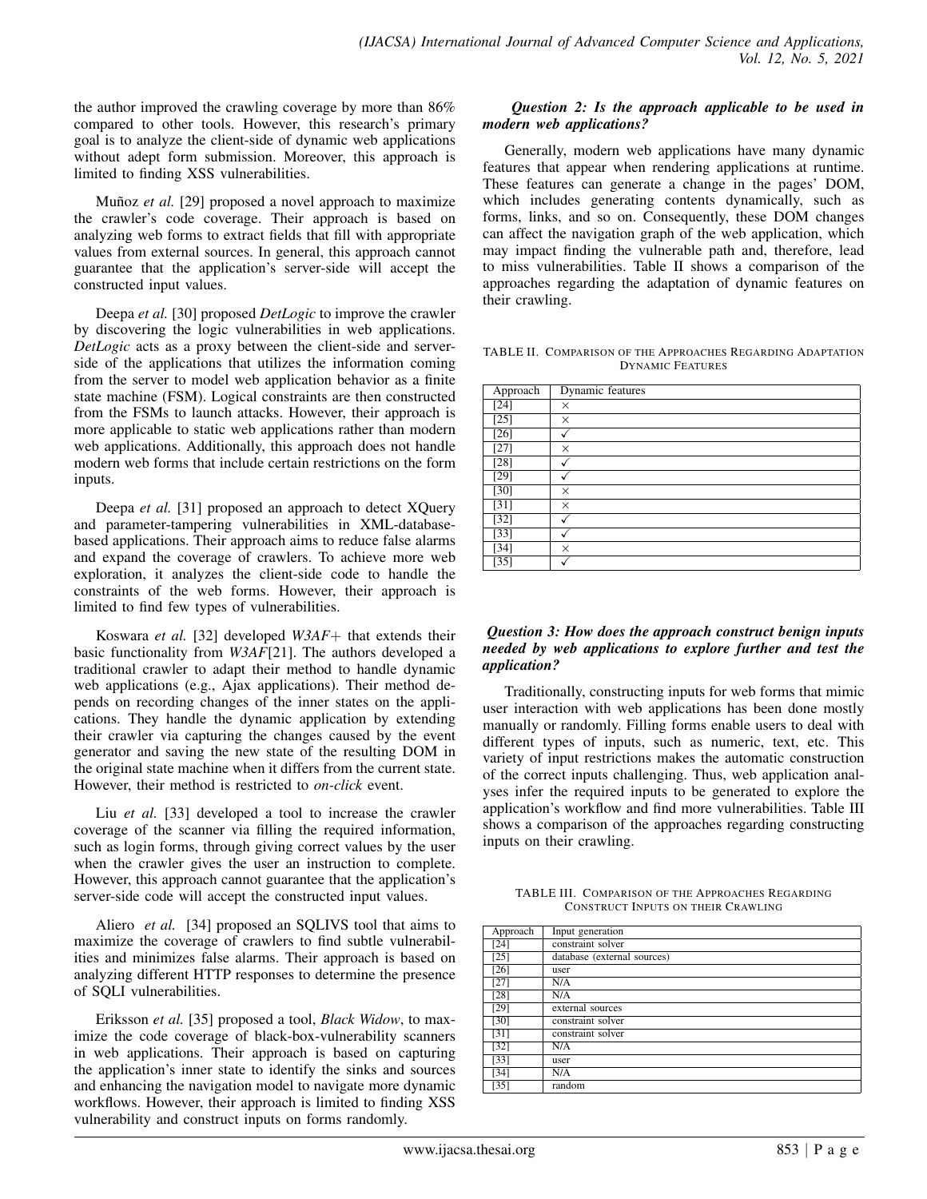the author improved the crawling coverage by more than 86% compared to other tools. However, this research's primary goal is to analyze the client-side of dynamic web applications without adept form submission. Moreover, this approach is limited to finding XSS vulnerabilities.

Muñoz *et al.* [29] proposed a novel approach to maximize the crawler's code coverage. Their approach is based on analyzing web forms to extract fields that fill with appropriate values from external sources. In general, this approach cannot guarantee that the application's server-side will accept the constructed input values.

Deepa *et al.* [30] proposed *DetLogic* to improve the crawler by discovering the logic vulnerabilities in web applications. *DetLogic* acts as a proxy between the client-side and server-side of the applications that utilizes the information coming from the server to model web application behavior as a finite state machine (FSM). Logical constraints are then constructed from the FSMs to launch attacks. However, their approach is more applicable to static web applications rather than modern web applications. Additionally, this approach does not handle modern web forms that include certain restrictions on the form inputs.

Deepa *et al.* [31] proposed an approach to detect XQuery and parameter-tampering vulnerabilities in XML-database-based applications. Their approach aims to reduce false alarms and expand the coverage of crawlers. To achieve more web exploration, it analyzes the client-side code to handle the constraints of the web forms. However, their approach is limited to find few types of vulnerabilities.

Koswara *et al.* [32] developed *W3AF+* that extends their basic functionality from *W3AF*[21]. The authors developed a traditional crawler to adapt their method to handle dynamic web applications (e.g., Ajax applications). Their method depends on recording changes of the inner states on the applications. They handle the dynamic application by extending their crawler via capturing the changes caused by the event generator and saving the new state of the resulting DOM in the original state machine when it differs from the current state. However, their method is restricted to *on-click* event.

Liu *et al.* [33] developed a tool to increase the crawler coverage of the scanner via filling the required information, such as login forms, through giving correct values by the user when the crawler gives the user an instruction to complete. However, this approach cannot guarantee that the application's server-side code will accept the constructed input values.

Aliero *et al.* [34] proposed an SQLIVS tool that aims to maximize the coverage of crawlers to find subtle vulnerabilities and minimizes false alarms. Their approach is based on analyzing different HTTP responses to determine the presence of SQLI vulnerabilities.

Eriksson *et al.* [35] proposed a tool, *Black Widow*, to maximize the code coverage of black-box-vulnerability scanners in web applications. Their approach is based on capturing the application's inner state to identify the sinks and sources and enhancing the navigation model to navigate more dynamic workflows. However, their approach is limited to finding XSS vulnerability and construct inputs on forms randomly.

***Question 2: Is the approach applicable to be used in modern web applications?***

Generally, modern web applications have many dynamic features that appear when rendering applications at runtime. These features can generate a change in the pages' DOM, which includes generating contents dynamically, such as forms, links, and so on. Consequently, these DOM changes can affect the navigation graph of the web application, which may impact finding the vulnerable path and, therefore, lead to miss vulnerabilities. Table II shows a comparison of the approaches regarding the adaptation of dynamic features on their crawling.

TABLE II. Comparison of the Approaches Regarding Adaptation Dynamic Features

| Approach | Dynamic features |
|---|---|
| [24] | × |
| [25] | × |
| [26] | ✓ |
| [27] | × |
| [28] | ✓ |
| [29] | ✓ |
| [30] | × |
| [31] | × |
| [32] | ✓ |
| [33] | ✓ |
| [34] | × |
| [35] | ✓ |

***Question 3: How does the approach construct benign inputs needed by web applications to explore further and test the application?***

Traditionally, constructing inputs for web forms that mimic user interaction with web applications has been done mostly manually or randomly. Filling forms enable users to deal with different types of inputs, such as numeric, text, etc. This variety of input restrictions makes the automatic construction of the correct inputs challenging. Thus, web application analyses infer the required inputs to be generated to explore the application's workflow and find more vulnerabilities. Table III shows a comparison of the approaches regarding constructing inputs on their crawling.

TABLE III. Comparison of the Approaches Regarding Construct Inputs on their Crawling

| Approach | Input generation |
|---|---|
| [24] | constraint solver |
| [25] | database (external sources) |
| [26] | user |
| [27] | N/A |
| [28] | N/A |
| [29] | external sources |
| [30] | constraint solver |
| [31] | constraint solver |
| [32] | N/A |
| [33] | user |
| [34] | N/A |
| [35] | random |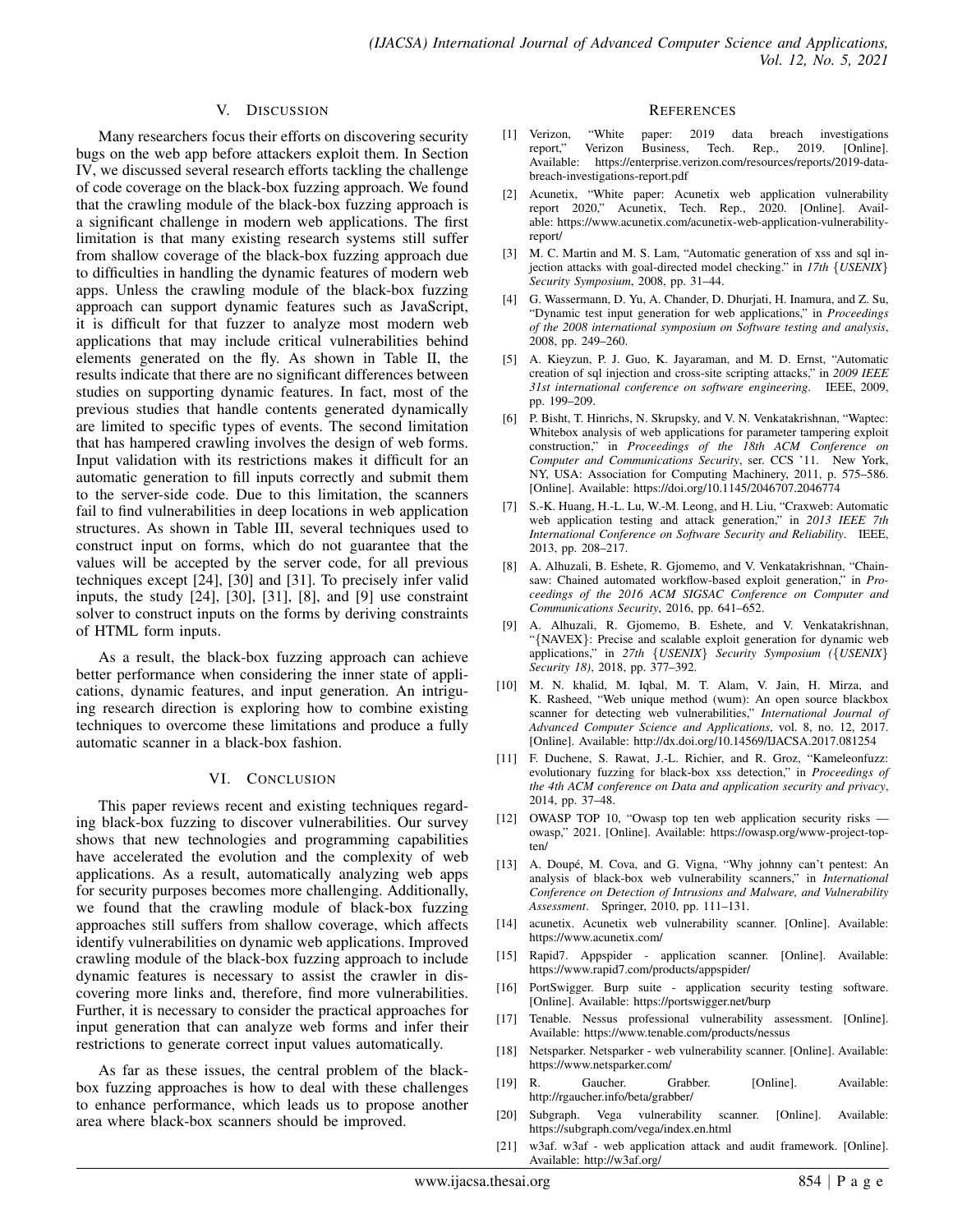## V. DISCUSSION

Many researchers focus their efforts on discovering security bugs on the web app before attackers exploit them. In Section IV, we discussed several research efforts tackling the challenge of code coverage on the black-box fuzzing approach. We found that the crawling module of the black-box fuzzing approach is a significant challenge in modern web applications. The first limitation is that many existing research systems still suffer from shallow coverage of the black-box fuzzing approach due to difficulties in handling the dynamic features of modern web apps. Unless the crawling module of the black-box fuzzing approach can support dynamic features such as JavaScript, it is difficult for that fuzzer to analyze most modern web applications that may include critical vulnerabilities behind elements generated on the fly. As shown in Table II, the results indicate that there are no significant differences between studies on supporting dynamic features. In fact, most of the previous studies that handle contents generated dynamically are limited to specific types of events. The second limitation that has hampered crawling involves the design of web forms. Input validation with its restrictions makes it difficult for an automatic generation to fill inputs correctly and submit them to the server-side code. Due to this limitation, the scanners fail to find vulnerabilities in deep locations in web application structures. As shown in Table III, several techniques used to construct input on forms, which do not guarantee that the values will be accepted by the server code, for all previous techniques except [24], [30] and [31]. To precisely infer valid inputs, the study [24], [30], [31], [8], and [9] use constraint solver to construct inputs on the forms by deriving constraints of HTML form inputs.

As a result, the black-box fuzzing approach can achieve better performance when considering the inner state of applications, dynamic features, and input generation. An intriguing research direction is exploring how to combine existing techniques to overcome these limitations and produce a fully automatic scanner in a black-box fashion.

## VI. CONCLUSION

This paper reviews recent and existing techniques regarding black-box fuzzing to discover vulnerabilities. Our survey shows that new technologies and programming capabilities have accelerated the evolution and the complexity of web applications. As a result, automatically analyzing web apps for security purposes becomes more challenging. Additionally, we found that the crawling module of black-box fuzzing approaches still suffers from shallow coverage, which affects identify vulnerabilities on dynamic web applications. Improved crawling module of the black-box fuzzing approach to include dynamic features is necessary to assist the crawler in discovering more links and, therefore, find more vulnerabilities. Further, it is necessary to consider the practical approaches for input generation that can analyze web forms and infer their restrictions to generate correct input values automatically.

As far as these issues, the central problem of the black-box fuzzing approaches is how to deal with these challenges to enhance performance, which leads us to propose another area where black-box scanners should be improved.

## REFERENCES

[1] Verizon, "White paper: 2019 data breach investigations report," Verizon Business, Tech. Rep., 2019. [Online]. Available: https://enterprise.verizon.com/resources/reports/2019-data-breach-investigations-report.pdf

[2] Acunetix, "White paper: Acunetix web application vulnerability report 2020," Acunetix, Tech. Rep., 2020. [Online]. Available: https://www.acunetix.com/acunetix-web-application-vulnerability-report/

[3] M. C. Martin and M. S. Lam, "Automatic generation of xss and sql injection attacks with goal-directed model checking." in *17th {USENIX} Security Symposium*, 2008, pp. 31–44.

[4] G. Wassermann, D. Yu, A. Chander, D. Dhurjati, H. Inamura, and Z. Su, "Dynamic test input generation for web applications," in *Proceedings of the 2008 international symposium on Software testing and analysis*, 2008, pp. 249–260.

[5] A. Kieyzun, P. J. Guo, K. Jayaraman, and M. D. Ernst, "Automatic creation of sql injection and cross-site scripting attacks," in *2009 IEEE 31st international conference on software engineering*. IEEE, 2009, pp. 199–209.

[6] P. Bisht, T. Hinrichs, N. Skrupsky, and V. N. Venkatakrishnan, "Waptec: Whitebox analysis of web applications for parameter tampering exploit construction," in *Proceedings of the 18th ACM Conference on Computer and Communications Security*, ser. CCS '11. New York, NY, USA: Association for Computing Machinery, 2011, p. 575–586. [Online]. Available: https://doi.org/10.1145/2046707.2046774

[7] S.-K. Huang, H.-L. Lu, W.-M. Leong, and H. Liu, "Craxweb: Automatic web application testing and attack generation," in *2013 IEEE 7th International Conference on Software Security and Reliability*. IEEE, 2013, pp. 208–217.

[8] A. Alhuzali, B. Eshete, R. Gjomemo, and V. Venkatakrishnan, "Chainsaw: Chained automated workflow-based exploit generation," in *Proceedings of the 2016 ACM SIGSAC Conference on Computer and Communications Security*, 2016, pp. 641–652.

[9] A. Alhuzali, R. Gjomemo, B. Eshete, and V. Venkatakrishnan, "{NAVEX}: Precise and scalable exploit generation for dynamic web applications," in *27th {USENIX} Security Symposium ({USENIX} Security 18)*, 2018, pp. 377–392.

[10] M. N. khalid, M. Iqbal, M. T. Alam, V. Jain, H. Mirza, and K. Rasheed, "Web unique method (wum): An open source blackbox scanner for detecting web vulnerabilities," *International Journal of Advanced Computer Science and Applications*, vol. 8, no. 12, 2017. [Online]. Available: http://dx.doi.org/10.14569/IJACSA.2017.081254

[11] F. Duchene, S. Rawat, J.-L. Richier, and R. Groz, "Kameleonfuzz: evolutionary fuzzing for black-box xss detection," in *Proceedings of the 4th ACM conference on Data and application security and privacy*, 2014, pp. 37–48.

[12] OWASP TOP 10, "Owasp top ten web application security risks — owasp," 2021. [Online]. Available: https://owasp.org/www-project-top-ten/

[13] A. Doupé, M. Cova, and G. Vigna, "Why johnny can't pentest: An analysis of black-box web vulnerability scanners," in *International Conference on Detection of Intrusions and Malware, and Vulnerability Assessment*. Springer, 2010, pp. 111–131.

[14] acunetix. Acunetix web vulnerability scanner. [Online]. Available: https://www.acunetix.com/

[15] Rapid7. Appspider - application scanner. [Online]. Available: https://www.rapid7.com/products/appspider/

[16] PortSwigger. Burp suite - application security testing software. [Online]. Available: https://portswigger.net/burp

[17] Tenable. Nessus professional vulnerability assessment. [Online]. Available: https://www.tenable.com/products/nessus

[18] Netsparker. Netsparker - web vulnerability scanner. [Online]. Available: https://www.netsparker.com/

[19] R. Gaucher. Grabber. [Online]. Available: http://rgaucher.info/beta/grabber/

[20] Subgraph. Vega vulnerability scanner. [Online]. Available: https://subgraph.com/vega/index.en.html

[21] w3af. w3af - web application attack and audit framework. [Online]. Available: http://w3af.org/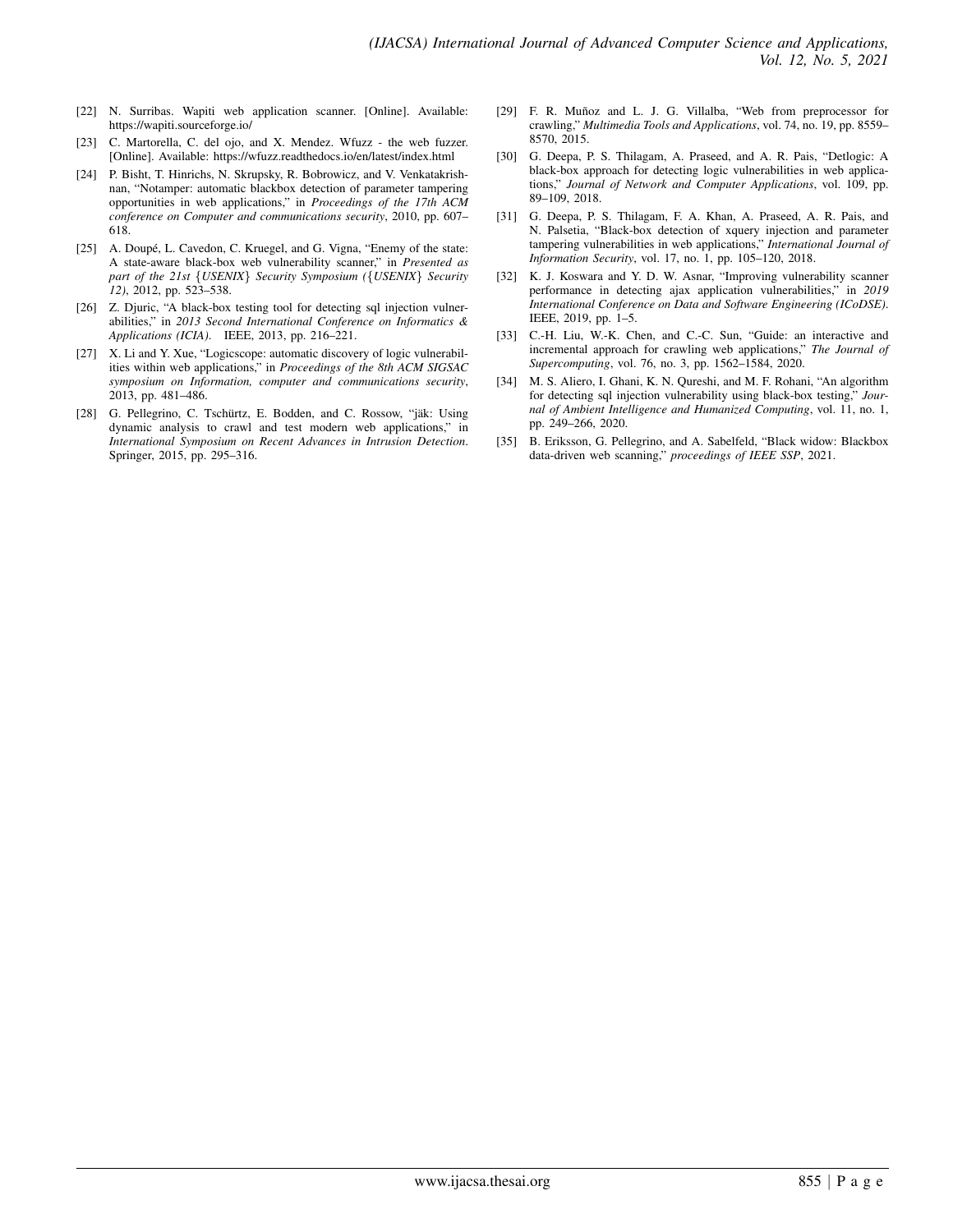[22] N. Surribas. Wapiti web application scanner. [Online]. Available: https://wapiti.sourceforge.io/

[23] C. Martorella, C. del ojo, and X. Mendez. Wfuzz - the web fuzzer. [Online]. Available: https://wfuzz.readthedocs.io/en/latest/index.html

[24] P. Bisht, T. Hinrichs, N. Skrupsky, R. Bobrowicz, and V. Venkatakrishnan, "Notamper: automatic blackbox detection of parameter tampering opportunities in web applications," in *Proceedings of the 17th ACM conference on Computer and communications security*, 2010, pp. 607–618.

[25] A. Doupé, L. Cavedon, C. Kruegel, and G. Vigna, "Enemy of the state: A state-aware black-box web vulnerability scanner," in *Presented as part of the 21st {USENIX} Security Symposium ({USENIX} Security 12)*, 2012, pp. 523–538.

[26] Z. Djuric, "A black-box testing tool for detecting sql injection vulnerabilities," in *2013 Second International Conference on Informatics & Applications (ICIA)*. IEEE, 2013, pp. 216–221.

[27] X. Li and Y. Xue, "Logicscope: automatic discovery of logic vulnerabilities within web applications," in *Proceedings of the 8th ACM SIGSAC symposium on Information, computer and communications security*, 2013, pp. 481–486.

[28] G. Pellegrino, C. Tschürtz, E. Bodden, and C. Rossow, "jäk: Using dynamic analysis to crawl and test modern web applications," in *International Symposium on Recent Advances in Intrusion Detection*. Springer, 2015, pp. 295–316.

[29] F. R. Muñoz and L. J. G. Villalba, "Web from preprocessor for crawling," *Multimedia Tools and Applications*, vol. 74, no. 19, pp. 8559–8570, 2015.

[30] G. Deepa, P. S. Thilagam, A. Praseed, and A. R. Pais, "Detlogic: A black-box approach for detecting logic vulnerabilities in web applications," *Journal of Network and Computer Applications*, vol. 109, pp. 89–109, 2018.

[31] G. Deepa, P. S. Thilagam, F. A. Khan, A. Praseed, A. R. Pais, and N. Palsetia, "Black-box detection of xquery injection and parameter tampering vulnerabilities in web applications," *International Journal of Information Security*, vol. 17, no. 1, pp. 105–120, 2018.

[32] K. J. Koswara and Y. D. W. Asnar, "Improving vulnerability scanner performance in detecting ajax application vulnerabilities," in *2019 International Conference on Data and Software Engineering (ICoDSE)*. IEEE, 2019, pp. 1–5.

[33] C.-H. Liu, W.-K. Chen, and C.-C. Sun, "Guide: an interactive and incremental approach for crawling web applications," *The Journal of Supercomputing*, vol. 76, no. 3, pp. 1562–1584, 2020.

[34] M. S. Aliero, I. Ghani, K. N. Qureshi, and M. F. Rohani, "An algorithm for detecting sql injection vulnerability using black-box testing," *Journal of Ambient Intelligence and Humanized Computing*, vol. 11, no. 1, pp. 249–266, 2020.

[35] B. Eriksson, G. Pellegrino, and A. Sabelfeld, "Black widow: Blackbox data-driven web scanning," *proceedings of IEEE SSP*, 2021.